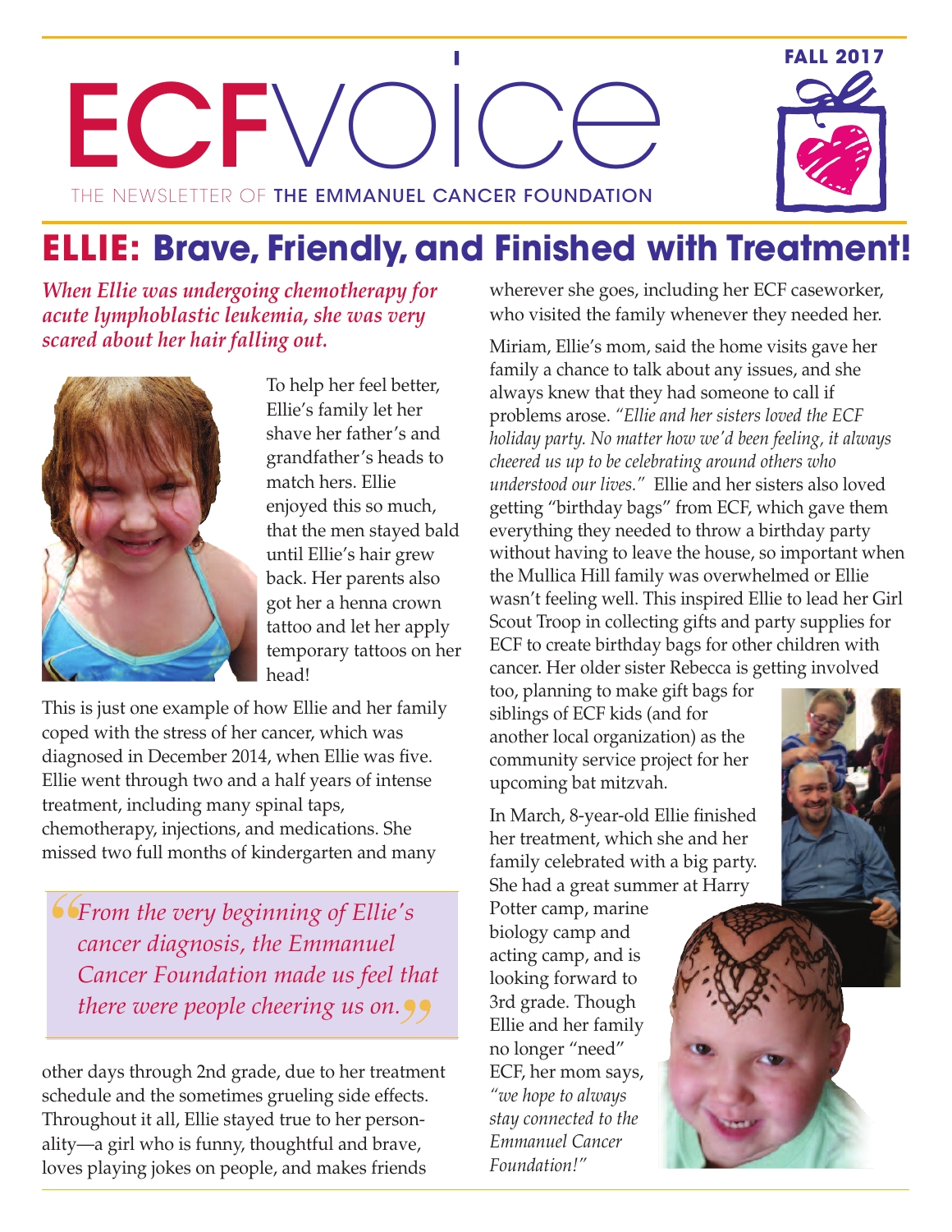# ECFvoice

THE NEWSLETTER OF THE EMMANUEL CANCER FOUNDATION

FALL 2017

## ELLIE: Brave, Friendly, and Finished with Treatment!

*When Ellie was undergoing chemotherapy for acute lymphoblastic leukemia, she was very scared about her hair falling out.*

To help her feel better, Ellie's family let her shave her father's and grandfather's heads to match hers. Ellie enjoyed this so much, that the men stayed bald until Ellie's hair grew back. Her parents also got her a henna crown tattoo and let her apply temporary tattoos on her head!

This is just one example of how Ellie and her family coped with the stress of her cancer, which was diagnosed in December 2014, when Ellie was five. Ellie went through two and a half years of intense treatment, including many spinal taps, chemotherapy, injections, and medications. She missed two full months of kindergarten and many other days through 2nd grade, due to her treatment schedule and the sometimes grueling side effects. Throughout it all, Ellie stayed true to her personality—a girl who is funny, thoughtful and brave, loves playing jokes on people, and makes friends wherever she goes, including her ECF caseworker, who visited the family whenever they needed her.

> *"From the very beginning of Ellie's cancer diagnosis, the Emmanuel Cancer Foundation made us feel that there were people cheering us on."*

Miriam, Ellie's mom, said the home visits gave her family a chance to talk about any issues, and she always knew that they had someone to call if problems arose. *"Ellie and her sisters loved the ECF holiday party. No matter how we'd been feeling, it always cheered us up to be celebrating around others who understood our lives."* Ellie and her sisters also loved getting "birthday bags" from ECF, which gave them everything they needed to throw a birthday party without having to leave the house, so important when the Mullica Hill family was overwhelmed or Ellie wasn't feeling well. This inspired Ellie to lead her Girl Scout Troop in collecting gifts and party supplies for ECF to create birthday bags for other children with cancer. Her older sister Rebecca is getting involved too, planning to make gift bags for siblings of ECF kids (and for another local organization) as the community service project for her upcoming bat mitzvah.

In March, 8-year-old Ellie finished her treatment, which she and her family celebrated with a big party. She had a great summer at Harry Potter camp, marine biology camp and acting camp, and is looking forward to 3rd grade. Though Ellie and her family no longer "need" ECF, her mom says, *"we hope to always stay connected to the Emmanuel Cancer Foundation!"*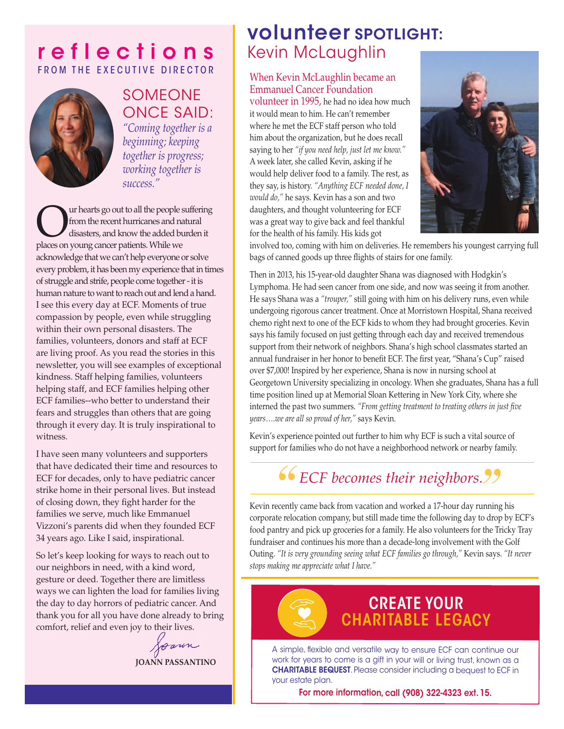# reflections

FROM THE EXECUTIVE DIRECTOR

## SOMEONE ONCE SAID:

*"Coming together is a beginning; keeping together is progress; working together is success."*

Our hearts go out to all the people suffering from the recent hurricanes and natural disasters, and know the added burden it places on young cancer patients. While we acknowledge that we can't help everyone or solve every problem, it has been my experience that in times of struggle and strife, people come together - it is human nature to want to reach out and lend a hand. I see this every day at ECF. Moments of true compassion by people, even while struggling within their own personal disasters. The families, volunteers, donors and staff at ECF are living proof. As you read the stories in this newsletter, you will see examples of exceptional kindness. Staff helping families, volunteers helping staff, and ECF families helping other ECF families--who better to understand their fears and struggles than others that are going through it every day. It is truly inspirational to witness.

I have seen many volunteers and supporters that have dedicated their time and resources to ECF for decades, only to have pediatric cancer strike home in their personal lives. But instead of closing down, they fight harder for the families we serve, much like Emmanuel Vizzoni's parents did when they founded ECF 34 years ago. Like I said, inspirational.

So let's keep looking for ways to reach out to our neighbors in need, with a kind word, gesture or deed. Together there are limitless ways we can lighten the load for families living the day to day horrors of pediatric cancer. And thank you for all you have done already to bring comfort, relief and even joy to their lives.

Joann

**JOANN PASSANTINO**

# volunteer SPOTLIGHT: Kevin McLaughlin

When Kevin McLaughlin became an Emmanuel Cancer Foundation volunteer in 1995, he had no idea how much it would mean to him. He can't remember where he met the ECF staff person who told him about the organization, but he does recall saying to her *"if you need help, just let me know."* A week later, she called Kevin, asking if he would help deliver food to a family. The rest, as they say, is history. *"Anything ECF needed done, I would do,"* he says. Kevin has a son and two daughters, and thought volunteering for ECF was a great way to give back and feel thankful for the health of his family. His kids got involved too, coming with him on deliveries. He remembers his youngest carrying full bags of canned goods up three flights of stairs for one family.

Then in 2013, his 15-year-old daughter Shana was diagnosed with Hodgkin's Lymphoma. He had seen cancer from one side, and now was seeing it from another. He says Shana was a *"trouper,"* still going with him on his delivery runs, even while undergoing rigorous cancer treatment. Once at Morristown Hospital, Shana received chemo right next to one of the ECF kids to whom they had brought groceries. Kevin says his family focused on just getting through each day and received tremendous support from their network of neighbors. Shana's high school classmates started an annual fundraiser in her honor to benefit ECF. The first year, "Shana's Cup" raised over $7,000! Inspired by her experience, Shana is now in nursing school at Georgetown University specializing in oncology. When she graduates, Shana has a full time position lined up at Memorial Sloan Kettering in New York City, where she interned the past two summers. *"From getting treatment to treating others in just five years….we are all so proud of her,"* says Kevin.

Kevin's experience pointed out further to him why ECF is such a vital source of support for families who do not have a neighborhood network or nearby family.

> *"ECF becomes their neighbors."*

Kevin recently came back from vacation and worked a 17-hour day running his corporate relocation company, but still made time the following day to drop by ECF's food pantry and pick up groceries for a family. He also volunteers for the Tricky Tray fundraiser and continues his more than a decade-long involvement with the Golf Outing. *"It is very grounding seeing what ECF families go through,"* Kevin says. *"It never stops making me appreciate what I have."*

## CREATE YOUR CHARITABLE LEGACY

A simple, flexible and versatile way to ensure ECF can continue our work for years to come is a gift in your will or living trust, known as a **CHARITABLE BEQUEST**. Please consider including a bequest to ECF in your estate plan.

**For more information, call (908) 322-4323 ext. 15.**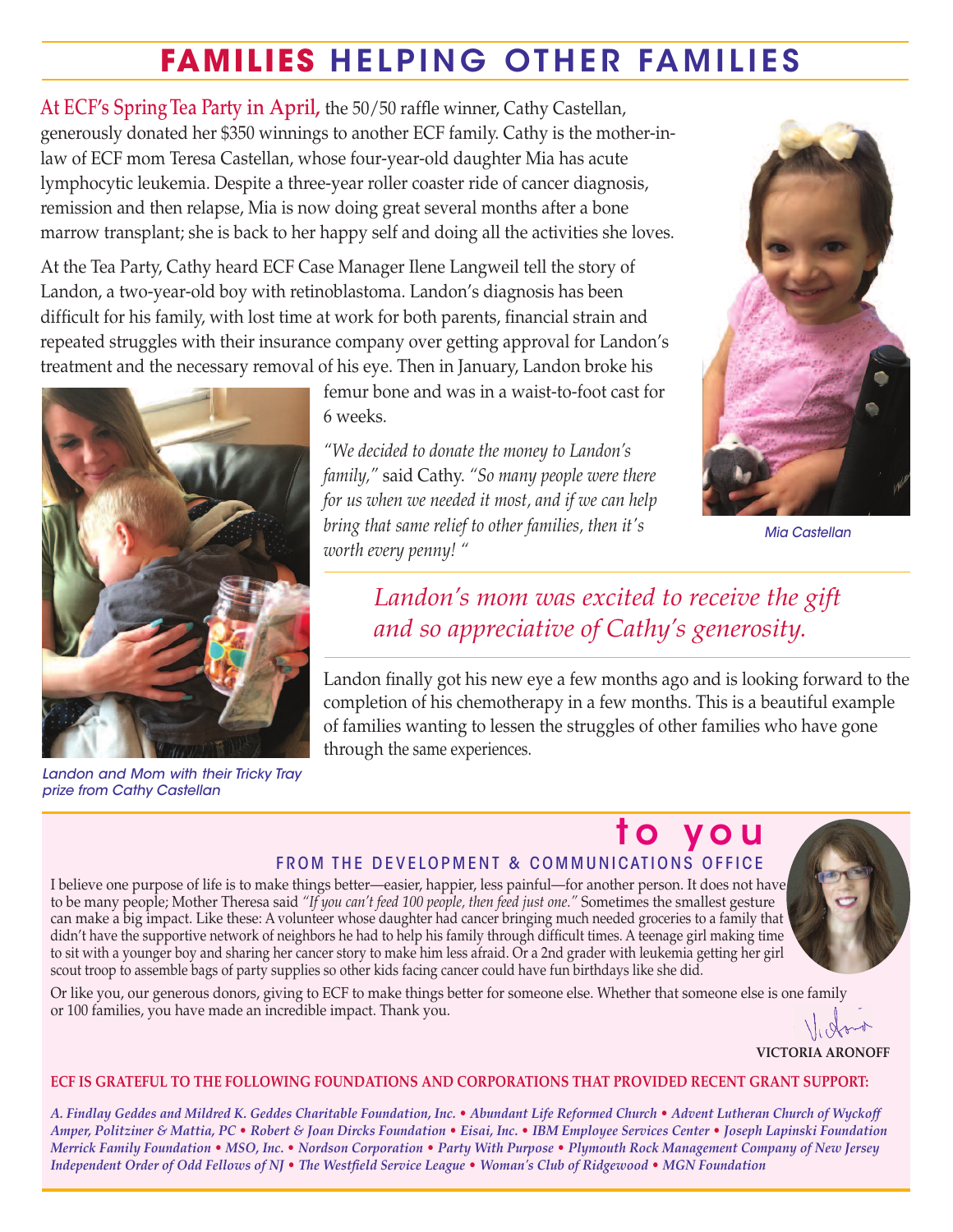# FAMILIES HELPING OTHER FAMILIES

At ECF's Spring Tea Party in April, the 50/50 raffle winner, Cathy Castellan, generously donated her $350 winnings to another ECF family. Cathy is the mother-in-law of ECF mom Teresa Castellan, whose four-year-old daughter Mia has acute lymphocytic leukemia. Despite a three-year roller coaster ride of cancer diagnosis, remission and then relapse, Mia is now doing great several months after a bone marrow transplant; she is back to her happy self and doing all the activities she loves.

At the Tea Party, Cathy heard ECF Case Manager Ilene Langweil tell the story of Landon, a two-year-old boy with retinoblastoma. Landon's diagnosis has been difficult for his family, with lost time at work for both parents, financial strain and repeated struggles with their insurance company over getting approval for Landon's treatment and the necessary removal of his eye. Then in January, Landon broke his femur bone and was in a waist-to-foot cast for 6 weeks.

*"We decided to donate the money to Landon's family,"* said Cathy. *"So many people were there for us when we needed it most, and if we can help bring that same relief to other families, then it's worth every penny! "*

Mia Castellan

*Landon's mom was excited to receive the gift and so appreciative of Cathy's generosity.*

Landon finally got his new eye a few months ago and is looking forward to the completion of his chemotherapy in a few months. This is a beautiful example of families wanting to lessen the struggles of other families who have gone through the same experiences.

Landon and Mom with their Tricky Tray prize from Cathy Castellan

## to you

### FROM THE DEVELOPMENT & COMMUNICATIONS OFFICE

I believe one purpose of life is to make things better—easier, happier, less painful—for another person. It does not have to be many people; Mother Theresa said *"If you can't feed 100 people, then feed just one."* Sometimes the smallest gesture can make a big impact. Like these: A volunteer whose daughter had cancer bringing much needed groceries to a family that didn't have the supportive network of neighbors he had to help his family through difficult times. A teenage girl making time to sit with a younger boy and sharing her cancer story to make him less afraid. Or a 2nd grader with leukemia getting her girl scout troop to assemble bags of party supplies so other kids facing cancer could have fun birthdays like she did.

Or like you, our generous donors, giving to ECF to make things better for someone else. Whether that someone else is one family or 100 families, you have made an incredible impact. Thank you.

VICTORIA ARONOFF

**ECF IS GRATEFUL TO THE FOLLOWING FOUNDATIONS AND CORPORATIONS THAT PROVIDED RECENT GRANT SUPPORT:**

*A. Findlay Geddes and Mildred K. Geddes Charitable Foundation, Inc. • Abundant Life Reformed Church • Advent Lutheran Church of Wyckoff • Amper, Politziner & Mattia, PC • Robert & Joan Dircks Foundation • Eisai, Inc. • IBM Employee Services Center • Joseph Lapinski Foundation • Merrick Family Foundation • MSO, Inc. • Nordson Corporation • Party With Purpose • Plymouth Rock Management Company of New Jersey • Independent Order of Odd Fellows of NJ • The Westfield Service League • Woman's Club of Ridgewood • MGN Foundation*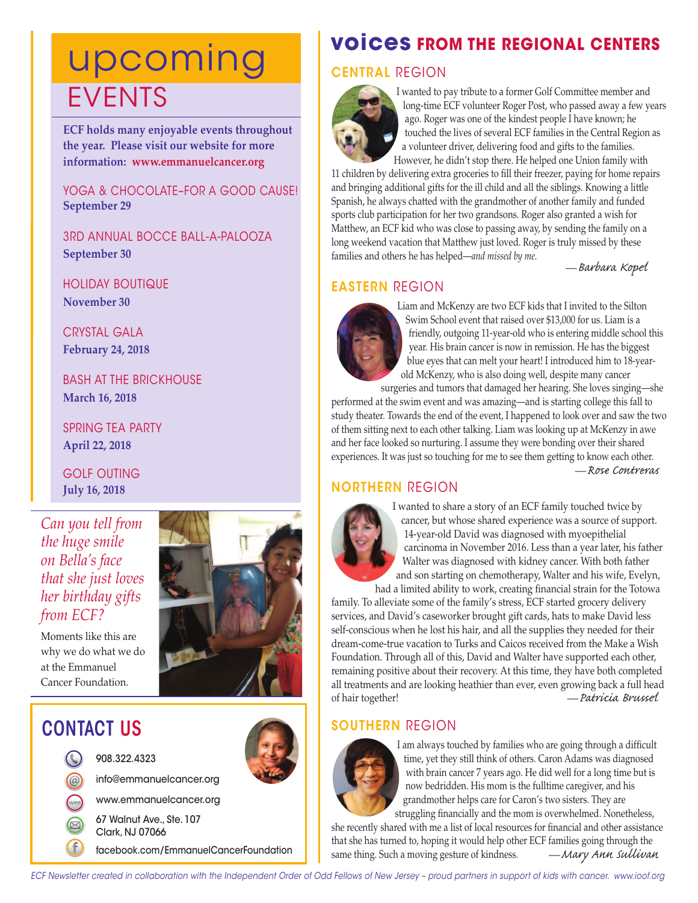# upcoming EVENTS

**ECF holds many enjoyable events throughout the year. Please visit our website for more information: www.emmanuelcancer.org**

YOGA & CHOCOLATE–FOR A GOOD CAUSE!
**September 29**

3RD ANNUAL BOCCE BALL-A-PALOOZA
**September 30**

HOLIDAY BOUTIQUE
**November 30**

CRYSTAL GALA
**February 24, 2018**

BASH AT THE BRICKHOUSE
**March 16, 2018**

SPRING TEA PARTY
**April 22, 2018**

GOLF OUTING
**July 16, 2018**

*Can you tell from the huge smile on Bella's face that she just loves her birthday gifts from ECF?*

Moments like this are why we do what we do at the Emmanuel Cancer Foundation.

## CONTACT US

908.322.4323

info@emmanuelcancer.org

www.emmanuelcancer.org

67 Walnut Ave., Ste. 107
Clark, NJ 07066

facebook.com/EmmanuelCancerFoundation

# voices FROM THE REGIONAL CENTERS

## CENTRAL REGION

I wanted to pay tribute to a former Golf Committee member and long-time ECF volunteer Roger Post, who passed away a few years ago. Roger was one of the kindest people I have known; he touched the lives of several ECF families in the Central Region as a volunteer driver, delivering food and gifts to the families. However, he didn't stop there. He helped one Union family with 11 children by delivering extra groceries to fill their freezer, paying for home repairs and bringing additional gifts for the ill child and all the siblings. Knowing a little Spanish, he always chatted with the grandmother of another family and funded sports club participation for her two grandsons. Roger also granted a wish for Matthew, an ECF kid who was close to passing away, by sending the family on a long weekend vacation that Matthew just loved. Roger is truly missed by these families and others he has helped—*and missed by me.*

*—Barbara Kopel*

## EASTERN REGION

Liam and McKenzy are two ECF kids that I invited to the Silton Swim School event that raised over $13,000 for us. Liam is a friendly, outgoing 11-year-old who is entering middle school this year. His brain cancer is now in remission. He has the biggest blue eyes that can melt your heart! I introduced him to 18-year-old McKenzy, who is also doing well, despite many cancer surgeries and tumors that damaged her hearing. She loves singing—she performed at the swim event and was amazing—and is starting college this fall to study theater. Towards the end of the event, I happened to look over and saw the two of them sitting next to each other talking. Liam was looking up at McKenzy in awe and her face looked so nurturing. I assume they were bonding over their shared experiences. It was just so touching for me to see them getting to know each other.

*—Rose Contreras*

## NORTHERN REGION

I wanted to share a story of an ECF family touched twice by cancer, but whose shared experience was a source of support. 14-year-old David was diagnosed with myoepithelial carcinoma in November 2016. Less than a year later, his father Walter was diagnosed with kidney cancer. With both father and son starting on chemotherapy, Walter and his wife, Evelyn, had a limited ability to work, creating financial strain for the Totowa family. To alleviate some of the family's stress, ECF started grocery delivery services, and David's caseworker brought gift cards, hats to make David less self-conscious when he lost his hair, and all the supplies they needed for their dream-come-true vacation to Turks and Caicos received from the Make a Wish Foundation. Through all of this, David and Walter have supported each other, remaining positive about their recovery. At this time, they have both completed all treatments and are looking heathier than ever, even growing back a full head of hair together!

*—Patricia Brussel*

## SOUTHERN REGION

I am always touched by families who are going through a difficult time, yet they still think of others. Caron Adams was diagnosed with brain cancer 7 years ago. He did well for a long time but is now bedridden. His mom is the fulltime caregiver, and his grandmother helps care for Caron's two sisters. They are struggling financially and the mom is overwhelmed. Nonetheless, she recently shared with me a list of local resources for financial and other assistance that she has turned to, hoping it would help other ECF families going through the same thing. Such a moving gesture of kindness.

*—Mary Ann Sullivan*

*ECF Newsletter created in collaboration with the Independent Order of Odd Fellows of New Jersey – proud partners in support of kids with cancer. www.ioof.org*